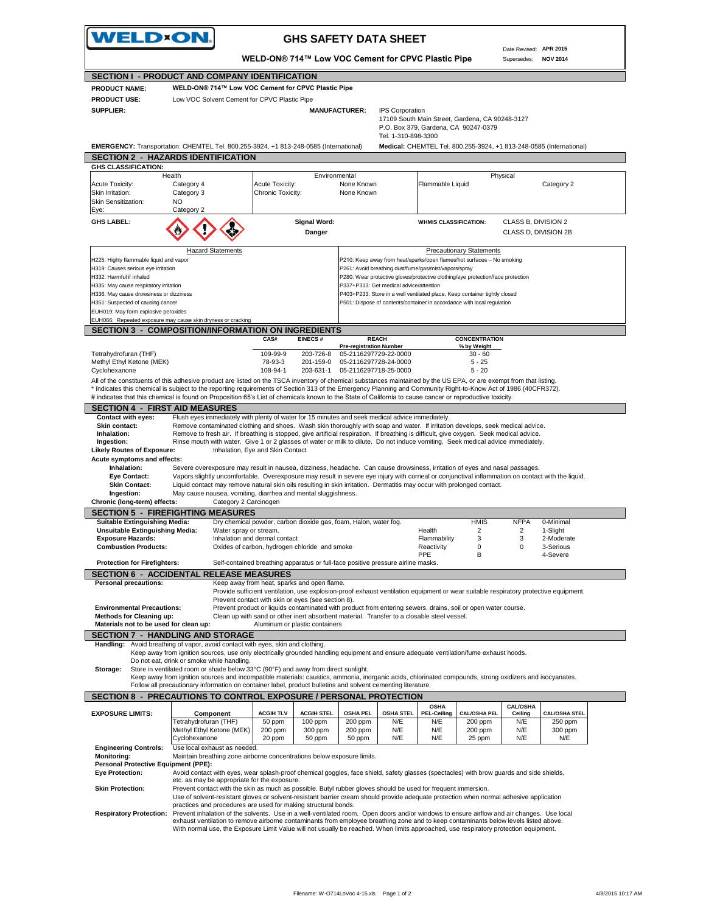# GHS SAFETY DATA SHEET

**WELD-ON® 714™ Low VOC Cement for CPVC Plastic Pipe**

Date Revised: **APR 2015**
Supersedes: **NOV 2014**

## SECTION I - PRODUCT AND COMPANY IDENTIFICATION

**PRODUCT NAME:** WELD-ON® 714™ Low VOC Cement for CPVC Plastic Pipe

**PRODUCT USE:** Low VOC Solvent Cement for CPVC Plastic Pipe

**SUPPLIER:**

**MANUFACTURER:** IPS Corporation
17109 South Main Street, Gardena, CA 90248-3127
P.O. Box 379, Gardena, CA 90247-0379
Tel. 1-310-898-3300

**EMERGENCY:** Transportation: CHEMTEL Tel. 800.255-3924, +1 813-248-0585 (International)

**Medical:** CHEMTEL Tel. 800.255-3924, +1 813-248-0585 (International)

## SECTION 2 - HAZARDS IDENTIFICATION

**GHS CLASSIFICATION:**

| Health | | Environmental | | Physical | |
|---|---|---|---|---|---|
| Acute Toxicity: | Category 4 | Acute Toxicity: | None Known | Flammable Liquid | Category 2 |
| Skin Irritation: | Category 3 | Chronic Toxicity: | None Known | | |
| Skin Sensitization: | NO | | | | |
| Eye: | Category 2 | | | | |

**GHS LABEL:**

**Signal Word:** **Danger**

**WHMIS CLASSIFICATION:** CLASS B, DIVISION 2; CLASS D, DIVISION 2B

| Hazard Statements | Precautionary Statements |
|---|---|
| H225: Highly flammable liquid and vapor | P210: Keep away from heat/sparks/open flames/hot surfaces – No smoking |
| H319: Causes serious eye irritation | P261: Avoid breathing dust/fume/gas/mist/vapors/spray |
| H332: Harmful if inhaled | P280: Wear protective gloves/protective clothing/eye protection/face protection |
| H335: May cause respiratory irritation | P337+P313: Get medical advice/attention |
| H336: May cause drowsiness or dizziness | P403+P233: Store in a well ventilated place. Keep container tightly closed |
| H351: Suspected of causing cancer | P501: Dispose of contents/container in accordance with local regulation |
| EUH019: May form explosive peroxides | |
| EUH066: Repeated exposure may cause skin dryness or cracking | |

## SECTION 3 - COMPOSITION/INFORMATION ON INGREDIENTS

| | CAS# | EINECS # | REACH Pre-registration Number | CONCENTRATION % by Weight |
|---|---|---|---|---|
| Tetrahydrofuran (THF) | 109-99-9 | 203-726-8 | 05-2116297729-22-0000 | 30 - 60 |
| Methyl Ethyl Ketone (MEK) | 78-93-3 | 201-159-0 | 05-2116297728-24-0000 | 5 - 25 |
| Cyclohexanone | 108-94-1 | 203-631-1 | 05-2116297718-25-0000 | 5 - 20 |

All of the constituents of this adhesive product are listed on the TSCA inventory of chemical substances maintained by the US EPA, or are exempt from that listing.
* Indicates this chemical is subject to the reporting requirements of Section 313 of the Emergency Planning and Community Right-to-Know Act of 1986 (40CFR372).
# indicates that this chemical is found on Proposition 65's List of chemicals known to the State of California to cause cancer or reproductive toxicity.

## SECTION 4 - FIRST AID MEASURES

**Contact with eyes:** Flush eyes immediately with plenty of water for 15 minutes and seek medical advice immediately.
**Skin contact:** Remove contaminated clothing and shoes. Wash skin thoroughly with soap and water. If irritation develops, seek medical advice.
**Inhalation:** Remove to fresh air. If breathing is stopped, give artificial respiration. If breathing is difficult, give oxygen. Seek medical advice.
**Ingestion:** Rinse mouth with water. Give 1 or 2 glasses of water or milk to dilute. Do not induce vomiting. Seek medical advice immediately.

**Likely Routes of Exposure:** Inhalation, Eye and Skin Contact

**Acute symptoms and effects:**
**Inhalation:** Severe overexposure may result in nausea, dizziness, headache. Can cause drowsiness, irritation of eyes and nasal passages.
**Eye Contact:** Vapors slightly uncomfortable. Overexposure may result in severe eye injury with corneal or conjunctival inflammation on contact with the liquid.
**Skin Contact:** Liquid contact may remove natural skin oils resulting in skin irritation. Dermatitis may occur with prolonged contact.
**Ingestion:** May cause nausea, vomiting, diarrhea and mental sluggishness.

**Chronic (long-term) effects:** Category 2 Carcinogen

## SECTION 5 - FIREFIGHTING MEASURES

**Suitable Extinguishing Media:** Dry chemical powder, carbon dioxide gas, foam, Halon, water fog.
**Unsuitable Extinguishing Media:** Water spray or stream.
**Exposure Hazards:** Inhalation and dermal contact
**Combustion Products:** Oxides of carbon, hydrogen chloride and smoke
**Protection for Firefighters:** Self-contained breathing apparatus or full-face positive pressure airline masks.

| | HMIS | NFPA | |
|---|---|---|---|
| Health | 2 | 2 | 0-Minimal |
| Flammability | 3 | 3 | 1-Slight |
| Reactivity | 0 | 0 | 2-Moderate |
| PPE | B | | 3-Serious |
| | | | 4-Severe |

## SECTION 6 - ACCIDENTAL RELEASE MEASURES

**Personal precautions:** Keep away from heat, sparks and open flame.
Provide sufficient ventilation, use explosion-proof exhaust ventilation equipment or wear suitable respiratory protective equipment.
Prevent contact with skin or eyes (see section 8).
**Environmental Precautions:** Prevent product or liquids contaminated with product from entering sewers, drains, soil or open water course.
**Methods for Cleaning up:** Clean up with sand or other inert absorbent material. Transfer to a closable steel vessel.
**Materials not to be used for clean up:** Aluminum or plastic containers

## SECTION 7 - HANDLING AND STORAGE

**Handling:** Avoid breathing of vapor, avoid contact with eyes, skin and clothing.
Keep away from ignition sources, use only electrically grounded handling equipment and ensure adequate ventilation/fume exhaust hoods.
Do not eat, drink or smoke while handling.
**Storage:** Store in ventilated room or shade below 33°C (90°F) and away from direct sunlight.
Keep away from ignition sources and incompatible materials: caustics, ammonia, inorganic acids, chlorinated compounds, strong oxidizers and isocyanates.
Follow all precautionary information on container label, product bulletins and solvent cementing literature.

## SECTION 8 - PRECAUTIONS TO CONTROL EXPOSURE / PERSONAL PROTECTION

**EXPOSURE LIMITS:**

| Component | ACGIH TLV | ACGIH STEL | OSHA PEL | OSHA STEL | OSHA PEL-Ceiling | CAL/OSHA PEL | CAL/OSHA Ceiling | CAL/OSHA STEL |
|---|---|---|---|---|---|---|---|---|
| Tetrahydrofuran (THF) | 50 ppm | 100 ppm | 200 ppm | N/E | N/E | 200 ppm | N/E | 250 ppm |
| Methyl Ethyl Ketone (MEK) | 200 ppm | 300 ppm | 200 ppm | N/E | N/E | 200 ppm | N/E | 300 ppm |
| Cyclohexanone | 20 ppm | 50 ppm | 50 ppm | N/E | N/E | 25 ppm | N/E | N/E |

**Engineering Controls:** Use local exhaust as needed.
**Monitoring:** Maintain breathing zone airborne concentrations below exposure limits.

**Personal Protective Equipment (PPE):**
**Eye Protection:** Avoid contact with eyes, wear splash-proof chemical goggles, face shield, safety glasses (spectacles) with brow guards and side shields, etc. as may be appropriate for the exposure.
**Skin Protection:** Prevent contact with the skin as much as possible. Butyl rubber gloves should be used for frequent immersion.
Use of solvent-resistant gloves or solvent-resistant barrier cream should provide adequate protection when normal adhesive application practices and procedures are used for making structural bonds.
**Respiratory Protection:** Prevent inhalation of the solvents. Use in a well-ventilated room. Open doors and/or windows to ensure airflow and air changes. Use local exhaust ventilation to remove airborne contaminants from employee breathing zone and to keep contaminants below levels listed above.
With normal use, the Exposure Limit Value will not usually be reached. When limits approached, use respiratory protection equipment.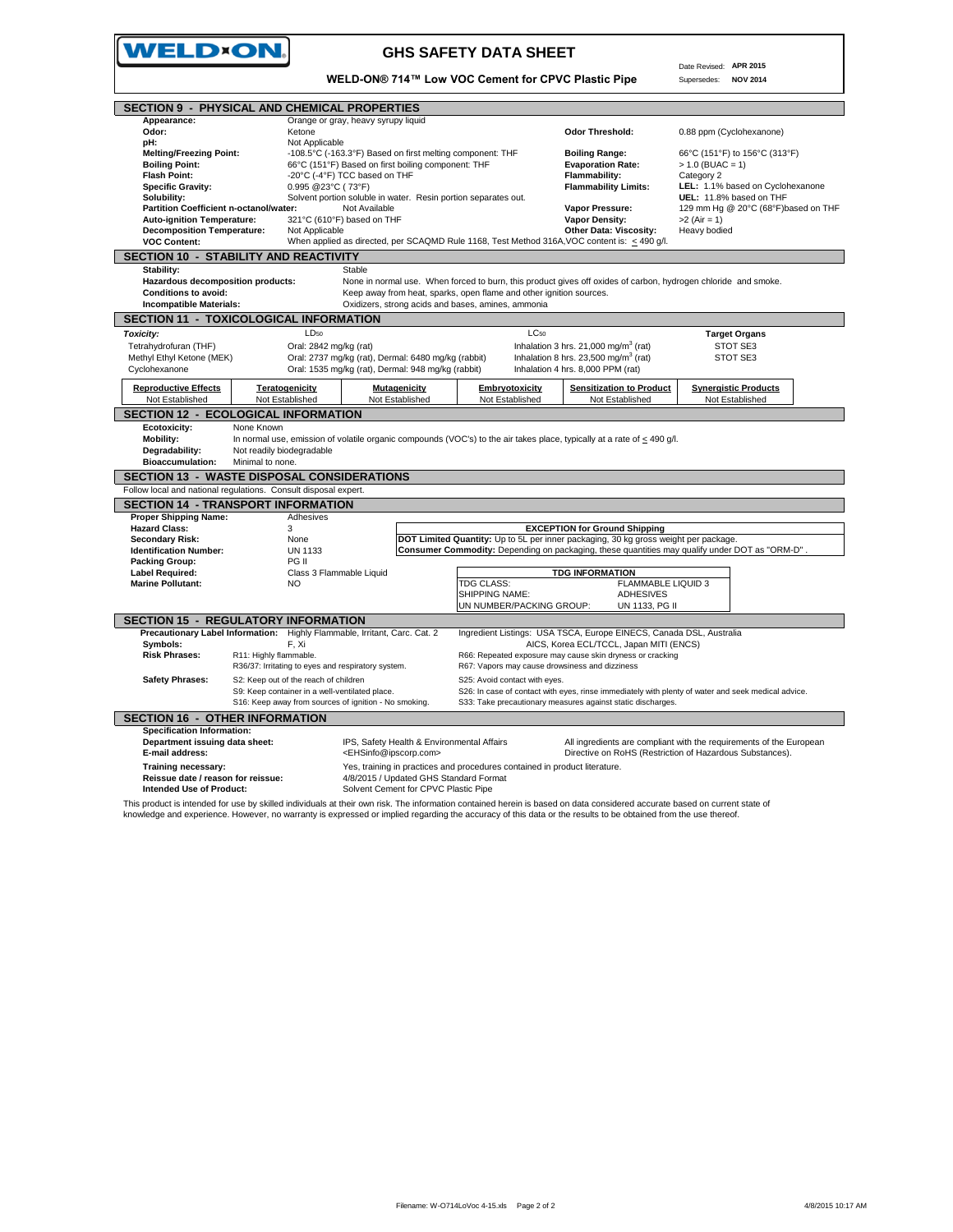# GHS SAFETY DATA SHEET

**WELD-ON® 714™ Low VOC Cement for CPVC Plastic Pipe**

Date Revised: **APR 2015**
Supersedes: **NOV 2014**

## SECTION 9 - PHYSICAL AND CHEMICAL PROPERTIES

| | | | |
|---|---|---|---|
| **Appearance:** | Orange or gray, heavy syrupy liquid | | |
| **Odor:** | Ketone | **Odor Threshold:** | 0.88 ppm (Cyclohexanone) |
| **pH:** | Not Applicable | | |
| **Melting/Freezing Point:** | -108.5°C (-163.3°F) Based on first melting component: THF | **Boiling Range:** | 66°C (151°F) to 156°C (313°F) |
| **Boiling Point:** | 66°C (151°F) Based on first boiling component: THF | **Evaporation Rate:** | > 1.0 (BUAC = 1) |
| **Flash Point:** | -20°C (-4°F) TCC based on THF | **Flammability:** | Category 2 |
| **Specific Gravity:** | 0.995 @23°C ( 73°F) | **Flammability Limits:** | **LEL:** 1.1% based on Cyclohexanone |
| **Solubility:** | Solvent portion soluble in water. Resin portion separates out. | | **UEL:** 11.8% based on THF |
| **Partition Coefficient n-octanol/water:** | Not Available | **Vapor Pressure:** | 129 mm Hg @ 20°C (68°F)based on THF |
| **Auto-ignition Temperature:** | 321°C (610°F) based on THF | **Vapor Density:** | >2 (Air = 1) |
| **Decomposition Temperature:** | Not Applicable | **Other Data: Viscosity:** | Heavy bodied |
| **VOC Content:** | When applied as directed, per SCAQMD Rule 1168, Test Method 316A,VOC content is: ≤ 490 g/l. | | |

## SECTION 10 - STABILITY AND REACTIVITY

| | |
|---|---|
| **Stability:** | Stable |
| **Hazardous decomposition products:** | None in normal use. When forced to burn, this product gives off oxides of carbon, hydrogen chloride and smoke. |
| **Conditions to avoid:** | Keep away from heat, sparks, open flame and other ignition sources. |
| **Incompatible Materials:** | Oxidizers, strong acids and bases, amines, ammonia |

## SECTION 11 - TOXICOLOGICAL INFORMATION

| *Toxicity:* | $LD_{50}$ | $LC_{50}$ | Target Organs |
|---|---|---|---|
| Tetrahydrofuran (THF) | Oral: 2842 mg/kg (rat) | Inhalation 3 hrs. 21,000 mg/m$^3$ (rat) | STOT SE3 |
| Methyl Ethyl Ketone (MEK) | Oral: 2737 mg/kg (rat), Dermal: 6480 mg/kg (rabbit) | Inhalation 8 hrs. 23,500 mg/m$^3$ (rat) | STOT SE3 |
| Cyclohexanone | Oral: 1535 mg/kg (rat), Dermal: 948 mg/kg (rabbit) | Inhalation 4 hrs. 8,000 PPM (rat) | |

| Reproductive Effects | Teratogenicity | Mutagenicity | Embryotoxicity | Sensitization to Product | Synergistic Products |
|---|---|---|---|---|---|
| Not Established | Not Established | Not Established | Not Established | Not Established | Not Established |

## SECTION 12 - ECOLOGICAL INFORMATION

| | |
|---|---|
| **Ecotoxicity:** | None Known |
| **Mobility:** | In normal use, emission of volatile organic compounds (VOC's) to the air takes place, typically at a rate of ≤ 490 g/l. |
| **Degradability:** | Not readily biodegradable |
| **Bioaccumulation:** | Minimal to none. |

## SECTION 13 - WASTE DISPOSAL CONSIDERATIONS

Follow local and national regulations. Consult disposal expert.

## SECTION 14 - TRANSPORT INFORMATION

| | |
|---|---|
| **Proper Shipping Name:** | Adhesives |
| **Hazard Class:** | 3 |
| **Secondary Risk:** | None |
| **Identification Number:** | UN 1133 |
| **Packing Group:** | PG II |
| **Label Required:** | Class 3 Flammable Liquid |
| **Marine Pollutant:** | NO |

**EXCEPTION for Ground Shipping**

**DOT Limited Quantity:** Up to 5L per inner packaging, 30 kg gross weight per package.
**Consumer Commodity:** Depending on packaging, these quantities may qualify under DOT as "ORM-D" .

**TDG INFORMATION**

| | |
|---|---|
| TDG CLASS: | FLAMMABLE LIQUID 3 |
| SHIPPING NAME: | ADHESIVES |
| UN NUMBER/PACKING GROUP: | UN 1133, PG II |

## SECTION 15 - REGULATORY INFORMATION

**Precautionary Label Information:** Highly Flammable, Irritant, Carc. Cat. 2
**Symbols:** F, Xi
**Risk Phrases:**
R11: Highly flammable.
R36/37: Irritating to eyes and respiratory system.

Ingredient Listings: USA TSCA, Europe EINECS, Canada DSL, Australia AICS, Korea ECL/TCCL, Japan MITI (ENCS)

R66: Repeated exposure may cause skin dryness or cracking
R67: Vapors may cause drowsiness and dizziness

**Safety Phrases:**
S2: Keep out of the reach of children
S9: Keep container in a well-ventilated place.
S16: Keep away from sources of ignition - No smoking.
S25: Avoid contact with eyes.
S26: In case of contact with eyes, rinse immediately with plenty of water and seek medical advice.
S33: Take precautionary measures against static discharges.

## SECTION 16 - OTHER INFORMATION

**Specification Information:**

| | |
|---|---|
| **Department issuing data sheet:** | IPS, Safety Health & Environmental Affairs |
| **E-mail address:** | <EHSinfo@ipscorp.com> |
| **Training necessary:** | Yes, training in practices and procedures contained in product literature. |
| **Reissue date / reason for reissue:** | 4/8/2015 / Updated GHS Standard Format |
| **Intended Use of Product:** | Solvent Cement for CPVC Plastic Pipe |

All ingredients are compliant with the requirements of the European Directive on RoHS (Restriction of Hazardous Substances).

This product is intended for use by skilled individuals at their own risk. The information contained herein is based on data considered accurate based on current state of knowledge and experience. However, no warranty is expressed or implied regarding the accuracy of this data or the results to be obtained from the use thereof.